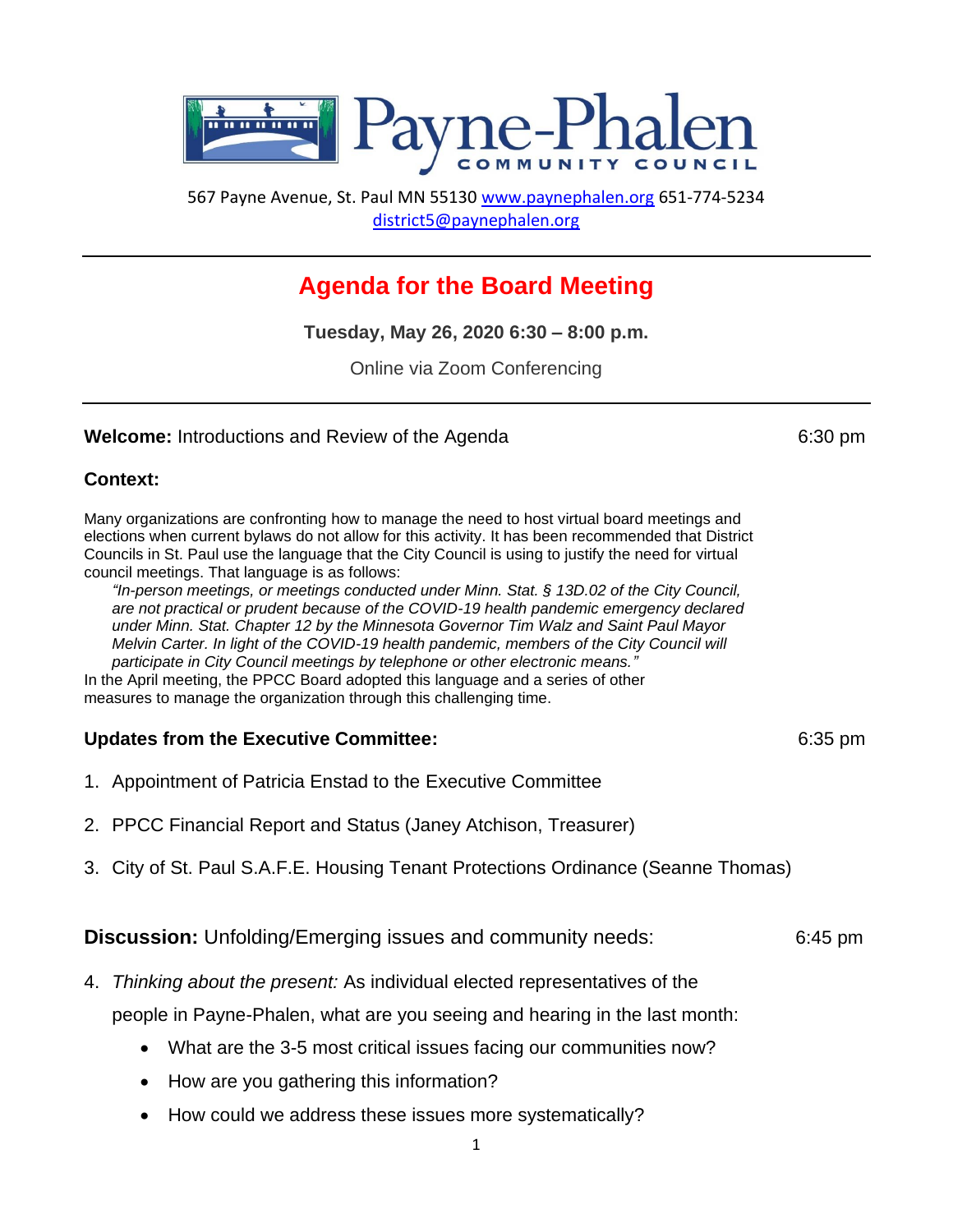# Payne-Phalen Community Council

567 Payne Avenue, St. Paul MN 55130 www.paynephalen.org 651-774-5234
district5@paynephalen.org

---

## Agenda for the Board Meeting

**Tuesday, May 26, 2020 6:30 – 8:00 p.m.**

Online via Zoom Conferencing

---

**Welcome:** Introductions and Review of the Agenda — 6:30 pm

### Context:

Many organizations are confronting how to manage the need to host virtual board meetings and elections when current bylaws do not allow for this activity. It has been recommended that District Councils in St. Paul use the language that the City Council is using to justify the need for virtual council meetings. That language is as follows:

> *"In-person meetings, or meetings conducted under Minn. Stat. § 13D.02 of the City Council, are not practical or prudent because of the COVID-19 health pandemic emergency declared under Minn. Stat. Chapter 12 by the Minnesota Governor Tim Walz and Saint Paul Mayor Melvin Carter. In light of the COVID-19 health pandemic, members of the City Council will participate in City Council meetings by telephone or other electronic means."*

In the April meeting, the PPCC Board adopted this language and a series of other measures to manage the organization through this challenging time.

### Updates from the Executive Committee: — 6:35 pm

1. Appointment of Patricia Enstad to the Executive Committee
2. PPCC Financial Report and Status (Janey Atchison, Treasurer)
3. City of St. Paul S.A.F.E. Housing Tenant Protections Ordinance (Seanne Thomas)

**Discussion:** Unfolding/Emerging issues and community needs: — 6:45 pm

4. *Thinking about the present:* As individual elected representatives of the people in Payne-Phalen, what are you seeing and hearing in the last month:
   - What are the 3-5 most critical issues facing our communities now?
   - How are you gathering this information?
   - How could we address these issues more systematically?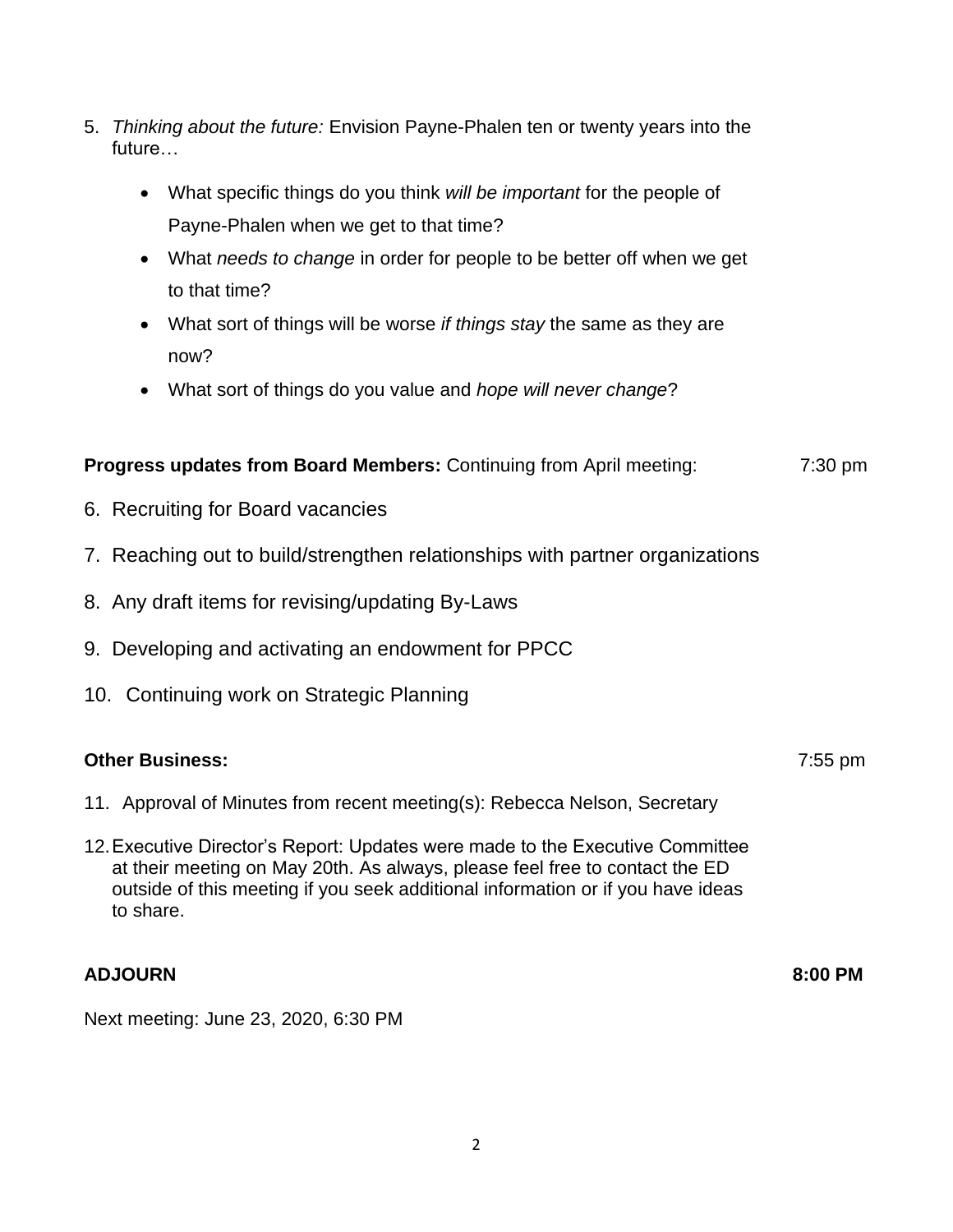5. *Thinking about the future:* Envision Payne-Phalen ten or twenty years into the future…

    - What specific things do you think *will be important* for the people of Payne-Phalen when we get to that time?
    - What *needs to change* in order for people to be better off when we get to that time?
    - What sort of things will be worse *if things stay* the same as they are now?
    - What sort of things do you value and *hope will never change*?

**Progress updates from Board Members:** Continuing from April meeting: 7:30 pm

6. Recruiting for Board vacancies
7. Reaching out to build/strengthen relationships with partner organizations
8. Any draft items for revising/updating By-Laws
9. Developing and activating an endowment for PPCC
10. Continuing work on Strategic Planning

**Other Business:** 7:55 pm

11. Approval of Minutes from recent meeting(s): Rebecca Nelson, Secretary
12. Executive Director's Report: Updates were made to the Executive Committee at their meeting on May 20th. As always, please feel free to contact the ED outside of this meeting if you seek additional information or if you have ideas to share.

**ADJOURN** **8:00 PM**

Next meeting: June 23, 2020, 6:30 PM